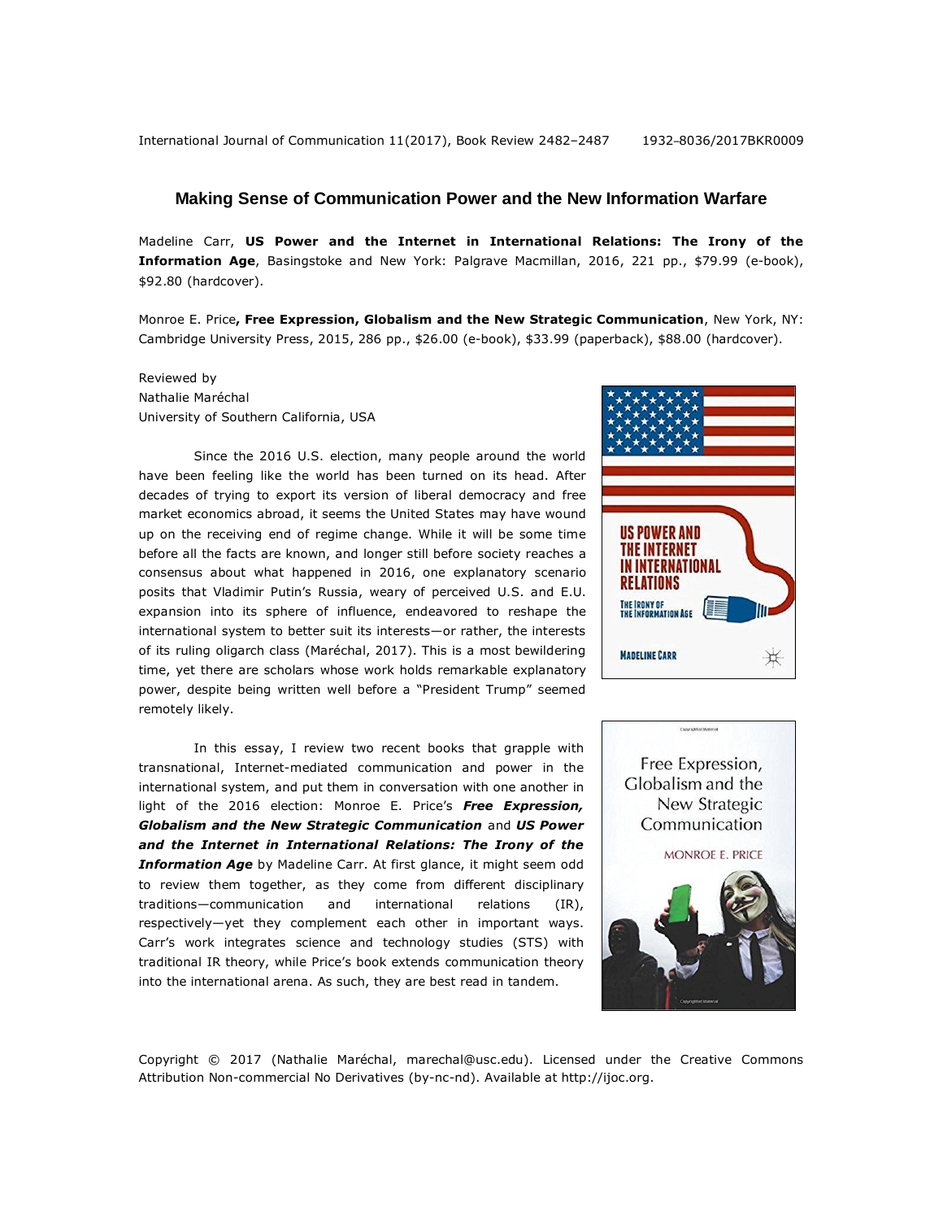# Making Sense of Communication Power and the New Information Warfare

Madeline Carr, **US Power and the Internet in International Relations: The Irony of the Information Age**, Basingstoke and New York: Palgrave Macmillan, 2016, 221 pp., $79.99 (e-book), $92.80 (hardcover).

Monroe E. Price**, Free Expression, Globalism and the New Strategic Communication**, New York, NY: Cambridge University Press, 2015, 286 pp., $26.00 (e-book), $33.99 (paperback), $88.00 (hardcover).

Reviewed by
Nathalie Maréchal
University of Southern California, USA

Since the 2016 U.S. election, many people around the world have been feeling like the world has been turned on its head. After decades of trying to export its version of liberal democracy and free market economics abroad, it seems the United States may have wound up on the receiving end of regime change. While it will be some time before all the facts are known, and longer still before society reaches a consensus about what happened in 2016, one explanatory scenario posits that Vladimir Putin's Russia, weary of perceived U.S. and E.U. expansion into its sphere of influence, endeavored to reshape the international system to better suit its interests—or rather, the interests of its ruling oligarch class (Maréchal, 2017). This is a most bewildering time, yet there are scholars whose work holds remarkable explanatory power, despite being written well before a "President Trump" seemed remotely likely.

In this essay, I review two recent books that grapple with transnational, Internet-mediated communication and power in the international system, and put them in conversation with one another in light of the 2016 election: Monroe E. Price's ***Free Expression, Globalism and the New Strategic Communication*** and ***US Power and the Internet in International Relations: The Irony of the Information Age*** by Madeline Carr. At first glance, it might seem odd to review them together, as they come from different disciplinary traditions—communication and international relations (IR), respectively—yet they complement each other in important ways. Carr's work integrates science and technology studies (STS) with traditional IR theory, while Price's book extends communication theory into the international arena. As such, they are best read in tandem.

Copyright © 2017 (Nathalie Maréchal, marechal@usc.edu). Licensed under the Creative Commons Attribution Non-commercial No Derivatives (by-nc-nd). Available at http://ijoc.org.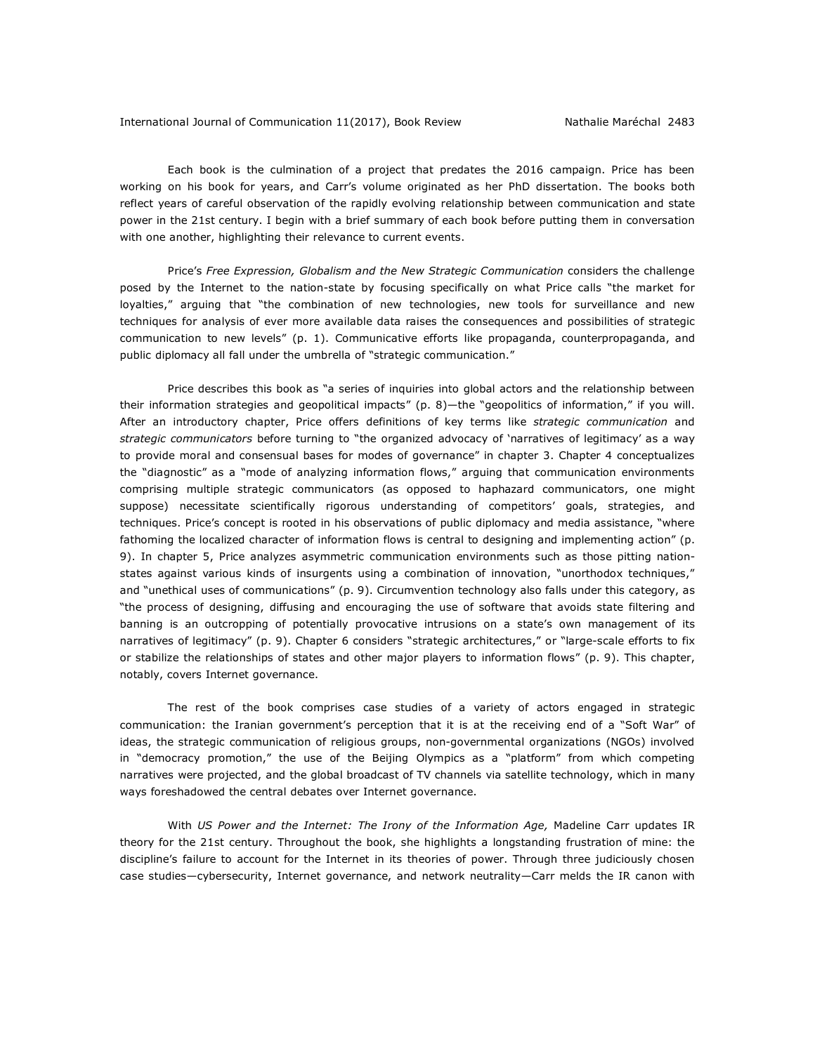Each book is the culmination of a project that predates the 2016 campaign. Price has been working on his book for years, and Carr's volume originated as her PhD dissertation. The books both reflect years of careful observation of the rapidly evolving relationship between communication and state power in the 21st century. I begin with a brief summary of each book before putting them in conversation with one another, highlighting their relevance to current events.

Price's *Free Expression, Globalism and the New Strategic Communication* considers the challenge posed by the Internet to the nation-state by focusing specifically on what Price calls "the market for loyalties," arguing that "the combination of new technologies, new tools for surveillance and new techniques for analysis of ever more available data raises the consequences and possibilities of strategic communication to new levels" (p. 1). Communicative efforts like propaganda, counterpropaganda, and public diplomacy all fall under the umbrella of "strategic communication."

Price describes this book as "a series of inquiries into global actors and the relationship between their information strategies and geopolitical impacts" (p. 8)—the "geopolitics of information," if you will. After an introductory chapter, Price offers definitions of key terms like *strategic communication* and *strategic communicators* before turning to "the organized advocacy of 'narratives of legitimacy' as a way to provide moral and consensual bases for modes of governance" in chapter 3. Chapter 4 conceptualizes the "diagnostic" as a "mode of analyzing information flows," arguing that communication environments comprising multiple strategic communicators (as opposed to haphazard communicators, one might suppose) necessitate scientifically rigorous understanding of competitors' goals, strategies, and techniques. Price's concept is rooted in his observations of public diplomacy and media assistance, "where fathoming the localized character of information flows is central to designing and implementing action" (p. 9). In chapter 5, Price analyzes asymmetric communication environments such as those pitting nation-states against various kinds of insurgents using a combination of innovation, "unorthodox techniques," and "unethical uses of communications" (p. 9). Circumvention technology also falls under this category, as "the process of designing, diffusing and encouraging the use of software that avoids state filtering and banning is an outcropping of potentially provocative intrusions on a state's own management of its narratives of legitimacy" (p. 9). Chapter 6 considers "strategic architectures," or "large-scale efforts to fix or stabilize the relationships of states and other major players to information flows" (p. 9). This chapter, notably, covers Internet governance.

The rest of the book comprises case studies of a variety of actors engaged in strategic communication: the Iranian government's perception that it is at the receiving end of a "Soft War" of ideas, the strategic communication of religious groups, non-governmental organizations (NGOs) involved in "democracy promotion," the use of the Beijing Olympics as a "platform" from which competing narratives were projected, and the global broadcast of TV channels via satellite technology, which in many ways foreshadowed the central debates over Internet governance.

With *US Power and the Internet: The Irony of the Information Age,* Madeline Carr updates IR theory for the 21st century. Throughout the book, she highlights a longstanding frustration of mine: the discipline's failure to account for the Internet in its theories of power. Through three judiciously chosen case studies—cybersecurity, Internet governance, and network neutrality—Carr melds the IR canon with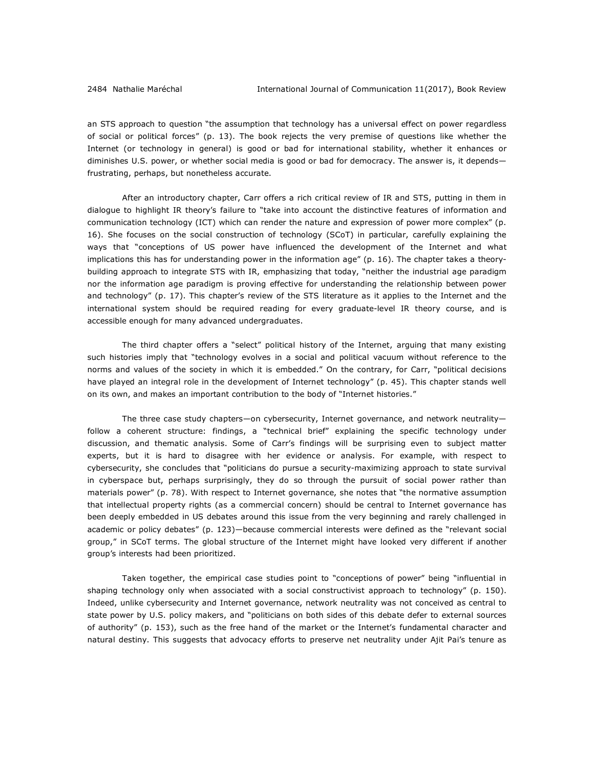an STS approach to question "the assumption that technology has a universal effect on power regardless of social or political forces" (p. 13). The book rejects the very premise of questions like whether the Internet (or technology in general) is good or bad for international stability, whether it enhances or diminishes U.S. power, or whether social media is good or bad for democracy. The answer is, it depends—frustrating, perhaps, but nonetheless accurate.

After an introductory chapter, Carr offers a rich critical review of IR and STS, putting in them in dialogue to highlight IR theory's failure to "take into account the distinctive features of information and communication technology (ICT) which can render the nature and expression of power more complex" (p. 16). She focuses on the social construction of technology (SCoT) in particular, carefully explaining the ways that "conceptions of US power have influenced the development of the Internet and what implications this has for understanding power in the information age" (p. 16). The chapter takes a theory-building approach to integrate STS with IR, emphasizing that today, "neither the industrial age paradigm nor the information age paradigm is proving effective for understanding the relationship between power and technology" (p. 17). This chapter's review of the STS literature as it applies to the Internet and the international system should be required reading for every graduate-level IR theory course, and is accessible enough for many advanced undergraduates.

The third chapter offers a "select" political history of the Internet, arguing that many existing such histories imply that "technology evolves in a social and political vacuum without reference to the norms and values of the society in which it is embedded." On the contrary, for Carr, "political decisions have played an integral role in the development of Internet technology" (p. 45). This chapter stands well on its own, and makes an important contribution to the body of "Internet histories."

The three case study chapters—on cybersecurity, Internet governance, and network neutrality—follow a coherent structure: findings, a "technical brief" explaining the specific technology under discussion, and thematic analysis. Some of Carr's findings will be surprising even to subject matter experts, but it is hard to disagree with her evidence or analysis. For example, with respect to cybersecurity, she concludes that "politicians do pursue a security-maximizing approach to state survival in cyberspace but, perhaps surprisingly, they do so through the pursuit of social power rather than materials power" (p. 78). With respect to Internet governance, she notes that "the normative assumption that intellectual property rights (as a commercial concern) should be central to Internet governance has been deeply embedded in US debates around this issue from the very beginning and rarely challenged in academic or policy debates" (p. 123)—because commercial interests were defined as the "relevant social group," in SCoT terms. The global structure of the Internet might have looked very different if another group's interests had been prioritized.

Taken together, the empirical case studies point to "conceptions of power" being "influential in shaping technology only when associated with a social constructivist approach to technology" (p. 150). Indeed, unlike cybersecurity and Internet governance, network neutrality was not conceived as central to state power by U.S. policy makers, and "politicians on both sides of this debate defer to external sources of authority" (p. 153), such as the free hand of the market or the Internet's fundamental character and natural destiny. This suggests that advocacy efforts to preserve net neutrality under Ajit Pai's tenure as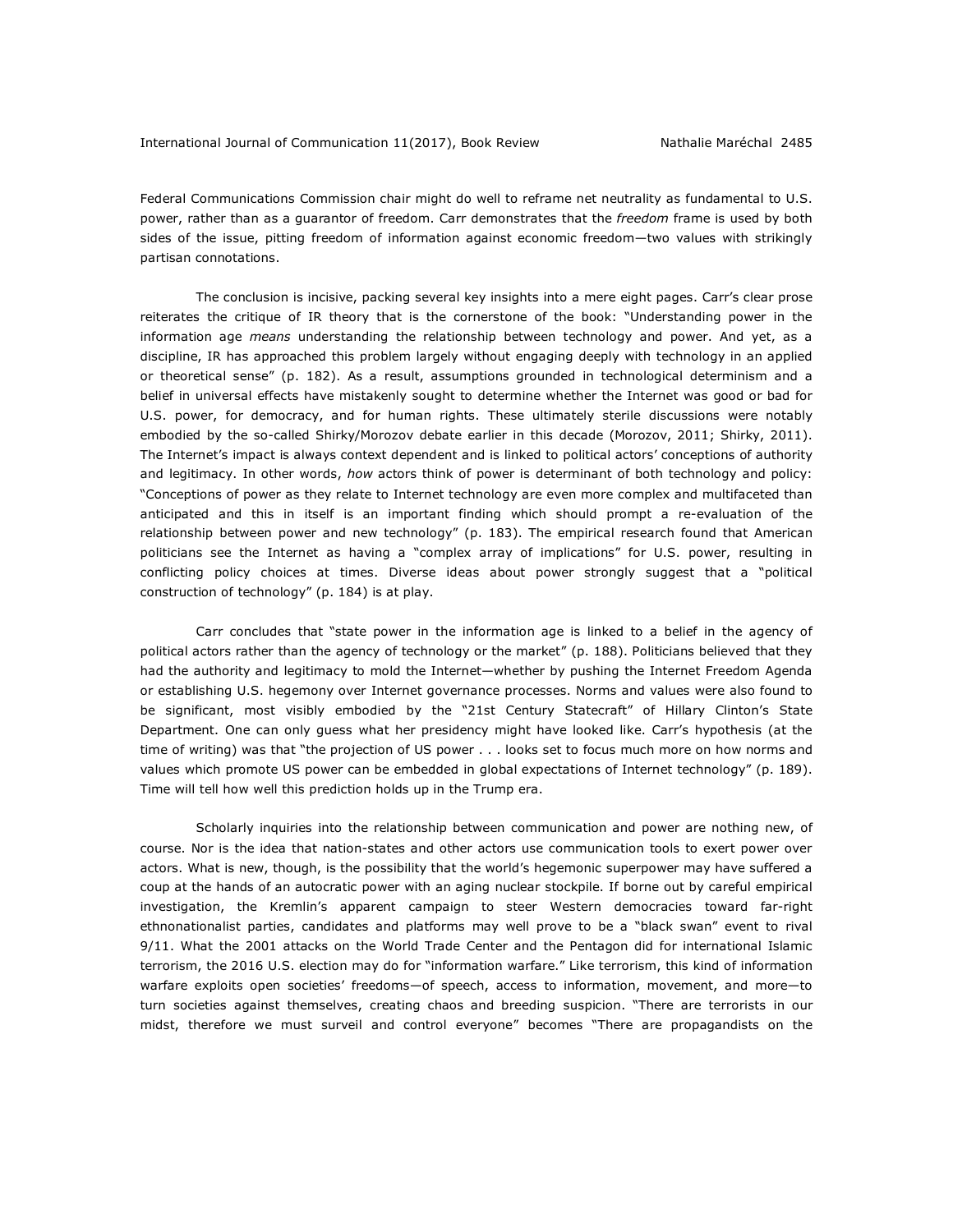Federal Communications Commission chair might do well to reframe net neutrality as fundamental to U.S. power, rather than as a guarantor of freedom. Carr demonstrates that the *freedom* frame is used by both sides of the issue, pitting freedom of information against economic freedom—two values with strikingly partisan connotations.

The conclusion is incisive, packing several key insights into a mere eight pages. Carr's clear prose reiterates the critique of IR theory that is the cornerstone of the book: "Understanding power in the information age *means* understanding the relationship between technology and power. And yet, as a discipline, IR has approached this problem largely without engaging deeply with technology in an applied or theoretical sense" (p. 182). As a result, assumptions grounded in technological determinism and a belief in universal effects have mistakenly sought to determine whether the Internet was good or bad for U.S. power, for democracy, and for human rights. These ultimately sterile discussions were notably embodied by the so-called Shirky/Morozov debate earlier in this decade (Morozov, 2011; Shirky, 2011). The Internet's impact is always context dependent and is linked to political actors' conceptions of authority and legitimacy. In other words, *how* actors think of power is determinant of both technology and policy: "Conceptions of power as they relate to Internet technology are even more complex and multifaceted than anticipated and this in itself is an important finding which should prompt a re-evaluation of the relationship between power and new technology" (p. 183). The empirical research found that American politicians see the Internet as having a "complex array of implications" for U.S. power, resulting in conflicting policy choices at times. Diverse ideas about power strongly suggest that a "political construction of technology" (p. 184) is at play.

Carr concludes that "state power in the information age is linked to a belief in the agency of political actors rather than the agency of technology or the market" (p. 188). Politicians believed that they had the authority and legitimacy to mold the Internet—whether by pushing the Internet Freedom Agenda or establishing U.S. hegemony over Internet governance processes. Norms and values were also found to be significant, most visibly embodied by the "21st Century Statecraft" of Hillary Clinton's State Department. One can only guess what her presidency might have looked like. Carr's hypothesis (at the time of writing) was that "the projection of US power . . . looks set to focus much more on how norms and values which promote US power can be embedded in global expectations of Internet technology" (p. 189). Time will tell how well this prediction holds up in the Trump era.

Scholarly inquiries into the relationship between communication and power are nothing new, of course. Nor is the idea that nation-states and other actors use communication tools to exert power over actors. What is new, though, is the possibility that the world's hegemonic superpower may have suffered a coup at the hands of an autocratic power with an aging nuclear stockpile. If borne out by careful empirical investigation, the Kremlin's apparent campaign to steer Western democracies toward far-right ethnonationalist parties, candidates and platforms may well prove to be a "black swan" event to rival 9/11. What the 2001 attacks on the World Trade Center and the Pentagon did for international Islamic terrorism, the 2016 U.S. election may do for "information warfare." Like terrorism, this kind of information warfare exploits open societies' freedoms—of speech, access to information, movement, and more—to turn societies against themselves, creating chaos and breeding suspicion. "There are terrorists in our midst, therefore we must surveil and control everyone" becomes "There are propagandists on the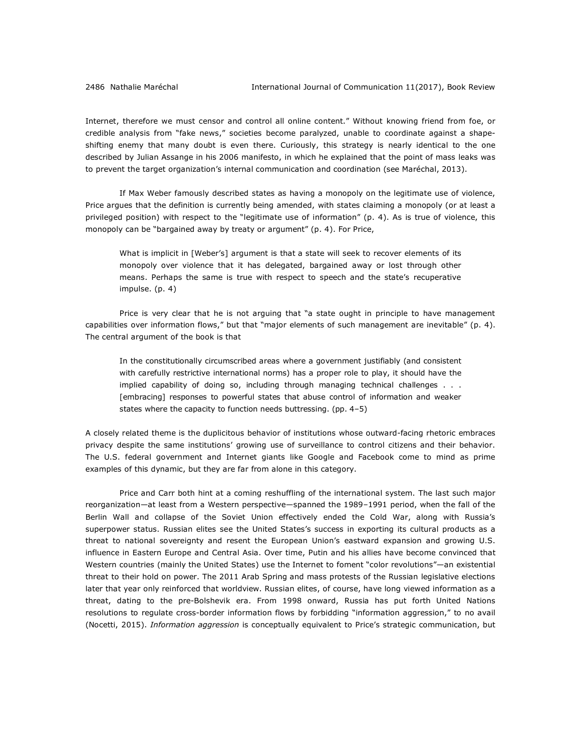Internet, therefore we must censor and control all online content." Without knowing friend from foe, or credible analysis from "fake news," societies become paralyzed, unable to coordinate against a shape-shifting enemy that many doubt is even there. Curiously, this strategy is nearly identical to the one described by Julian Assange in his 2006 manifesto, in which he explained that the point of mass leaks was to prevent the target organization's internal communication and coordination (see Maréchal, 2013).

If Max Weber famously described states as having a monopoly on the legitimate use of violence, Price argues that the definition is currently being amended, with states claiming a monopoly (or at least a privileged position) with respect to the "legitimate use of information" (p. 4). As is true of violence, this monopoly can be "bargained away by treaty or argument" (p. 4). For Price,

> What is implicit in [Weber's] argument is that a state will seek to recover elements of its monopoly over violence that it has delegated, bargained away or lost through other means. Perhaps the same is true with respect to speech and the state's recuperative impulse. (p. 4)

Price is very clear that he is not arguing that "a state ought in principle to have management capabilities over information flows," but that "major elements of such management are inevitable" (p. 4). The central argument of the book is that

> In the constitutionally circumscribed areas where a government justifiably (and consistent with carefully restrictive international norms) has a proper role to play, it should have the implied capability of doing so, including through managing technical challenges . . . [embracing] responses to powerful states that abuse control of information and weaker states where the capacity to function needs buttressing. (pp. 4–5)

A closely related theme is the duplicitous behavior of institutions whose outward-facing rhetoric embraces privacy despite the same institutions' growing use of surveillance to control citizens and their behavior. The U.S. federal government and Internet giants like Google and Facebook come to mind as prime examples of this dynamic, but they are far from alone in this category.

Price and Carr both hint at a coming reshuffling of the international system. The last such major reorganization—at least from a Western perspective—spanned the 1989–1991 period, when the fall of the Berlin Wall and collapse of the Soviet Union effectively ended the Cold War, along with Russia's superpower status. Russian elites see the United States's success in exporting its cultural products as a threat to national sovereignty and resent the European Union's eastward expansion and growing U.S. influence in Eastern Europe and Central Asia. Over time, Putin and his allies have become convinced that Western countries (mainly the United States) use the Internet to foment "color revolutions"—an existential threat to their hold on power. The 2011 Arab Spring and mass protests of the Russian legislative elections later that year only reinforced that worldview. Russian elites, of course, have long viewed information as a threat, dating to the pre-Bolshevik era. From 1998 onward, Russia has put forth United Nations resolutions to regulate cross-border information flows by forbidding "information aggression," to no avail (Nocetti, 2015). *Information aggression* is conceptually equivalent to Price's strategic communication, but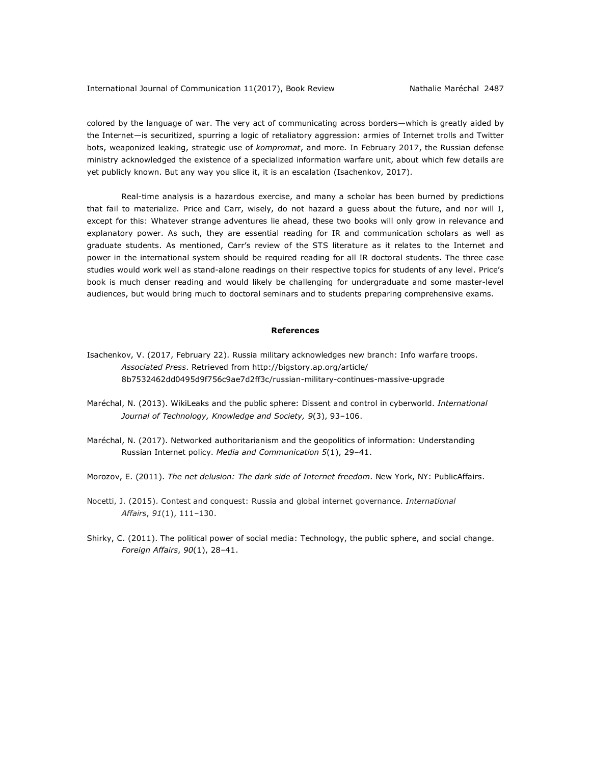colored by the language of war. The very act of communicating across borders—which is greatly aided by the Internet—is securitized, spurring a logic of retaliatory aggression: armies of Internet trolls and Twitter bots, weaponized leaking, strategic use of *kompromat*, and more. In February 2017, the Russian defense ministry acknowledged the existence of a specialized information warfare unit, about which few details are yet publicly known. But any way you slice it, it is an escalation (Isachenkov, 2017).

Real-time analysis is a hazardous exercise, and many a scholar has been burned by predictions that fail to materialize. Price and Carr, wisely, do not hazard a guess about the future, and nor will I, except for this: Whatever strange adventures lie ahead, these two books will only grow in relevance and explanatory power. As such, they are essential reading for IR and communication scholars as well as graduate students. As mentioned, Carr's review of the STS literature as it relates to the Internet and power in the international system should be required reading for all IR doctoral students. The three case studies would work well as stand-alone readings on their respective topics for students of any level. Price's book is much denser reading and would likely be challenging for undergraduate and some master-level audiences, but would bring much to doctoral seminars and to students preparing comprehensive exams.

## References

Isachenkov, V. (2017, February 22). Russia military acknowledges new branch: Info warfare troops. *Associated Press*. Retrieved from http://bigstory.ap.org/article/8b7532462dd0495d9f756c9ae7d2ff3c/russian-military-continues-massive-upgrade

Maréchal, N. (2013). WikiLeaks and the public sphere: Dissent and control in cyberworld. *International Journal of Technology, Knowledge and Society, 9*(3), 93–106.

Maréchal, N. (2017). Networked authoritarianism and the geopolitics of information: Understanding Russian Internet policy. *Media and Communication 5*(1), 29–41.

Morozov, E. (2011). *The net delusion: The dark side of Internet freedom*. New York, NY: PublicAffairs.

Nocetti, J. (2015). Contest and conquest: Russia and global internet governance. *International Affairs*, *91*(1), 111–130.

Shirky, C. (2011). The political power of social media: Technology, the public sphere, and social change. *Foreign Affairs*, *90*(1), 28–41.